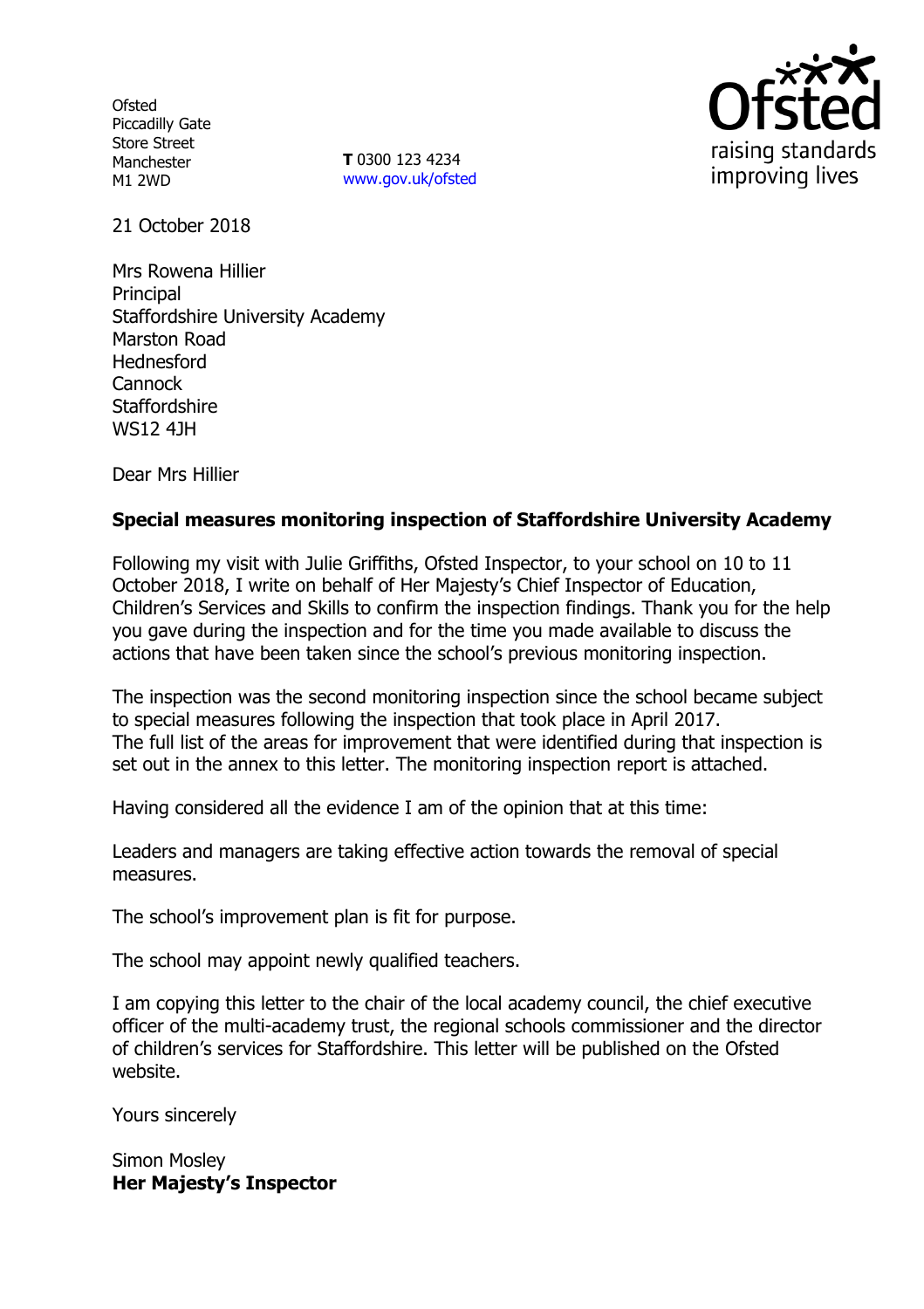Ofsted
Piccadilly Gate
Store Street
Manchester
M1 2WD

**T** 0300 123 4234
www.gov.uk/ofsted

raising standards
improving lives

21 October 2018

Mrs Rowena Hillier
Principal
Staffordshire University Academy
Marston Road
Hednesford
Cannock
Staffordshire
WS12 4JH

Dear Mrs Hillier

**Special measures monitoring inspection of Staffordshire University Academy**

Following my visit with Julie Griffiths, Ofsted Inspector, to your school on 10 to 11 October 2018, I write on behalf of Her Majesty's Chief Inspector of Education, Children's Services and Skills to confirm the inspection findings. Thank you for the help you gave during the inspection and for the time you made available to discuss the actions that have been taken since the school's previous monitoring inspection.

The inspection was the second monitoring inspection since the school became subject to special measures following the inspection that took place in April 2017. The full list of the areas for improvement that were identified during that inspection is set out in the annex to this letter. The monitoring inspection report is attached.

Having considered all the evidence I am of the opinion that at this time:

Leaders and managers are taking effective action towards the removal of special measures.

The school's improvement plan is fit for purpose.

The school may appoint newly qualified teachers.

I am copying this letter to the chair of the local academy council, the chief executive officer of the multi-academy trust, the regional schools commissioner and the director of children's services for Staffordshire. This letter will be published on the Ofsted website.

Yours sincerely

Simon Mosley
**Her Majesty's Inspector**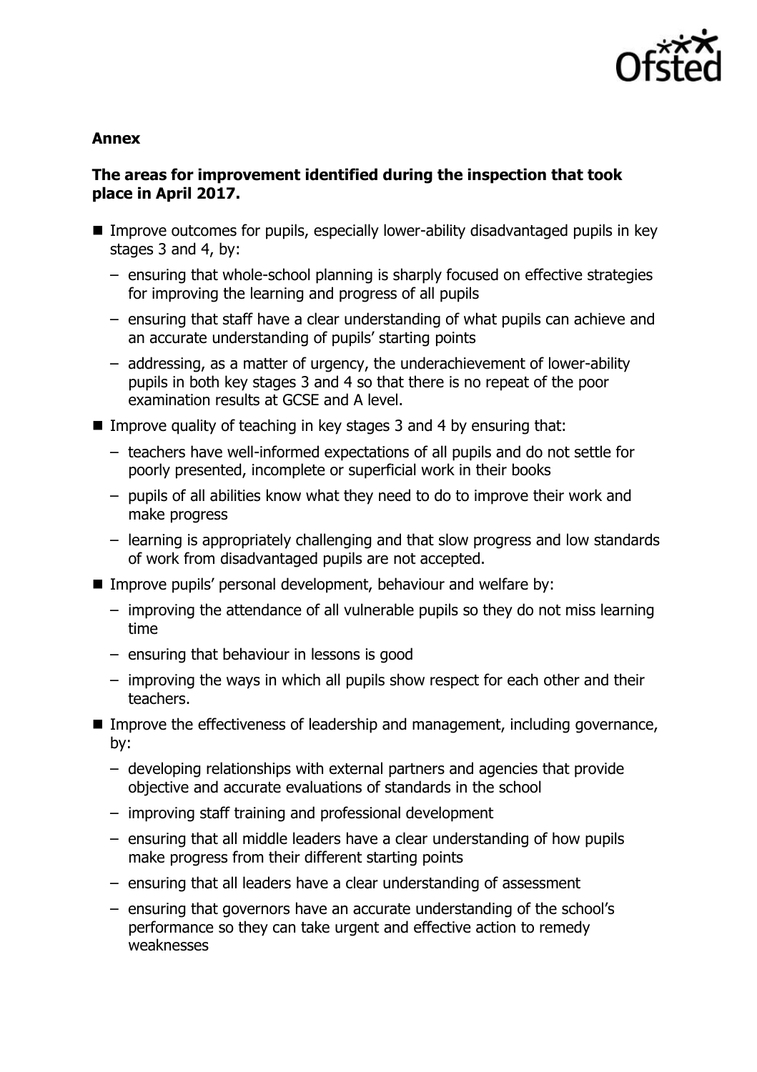**Annex**

**The areas for improvement identified during the inspection that took place in April 2017.**

- Improve outcomes for pupils, especially lower-ability disadvantaged pupils in key stages 3 and 4, by:
  - ensuring that whole-school planning is sharply focused on effective strategies for improving the learning and progress of all pupils
  - ensuring that staff have a clear understanding of what pupils can achieve and an accurate understanding of pupils' starting points
  - addressing, as a matter of urgency, the underachievement of lower-ability pupils in both key stages 3 and 4 so that there is no repeat of the poor examination results at GCSE and A level.
- Improve quality of teaching in key stages 3 and 4 by ensuring that:
  - teachers have well-informed expectations of all pupils and do not settle for poorly presented, incomplete or superficial work in their books
  - pupils of all abilities know what they need to do to improve their work and make progress
  - learning is appropriately challenging and that slow progress and low standards of work from disadvantaged pupils are not accepted.
- Improve pupils' personal development, behaviour and welfare by:
  - improving the attendance of all vulnerable pupils so they do not miss learning time
  - ensuring that behaviour in lessons is good
  - improving the ways in which all pupils show respect for each other and their teachers.
- Improve the effectiveness of leadership and management, including governance, by:
  - developing relationships with external partners and agencies that provide objective and accurate evaluations of standards in the school
  - improving staff training and professional development
  - ensuring that all middle leaders have a clear understanding of how pupils make progress from their different starting points
  - ensuring that all leaders have a clear understanding of assessment
  - ensuring that governors have an accurate understanding of the school's performance so they can take urgent and effective action to remedy weaknesses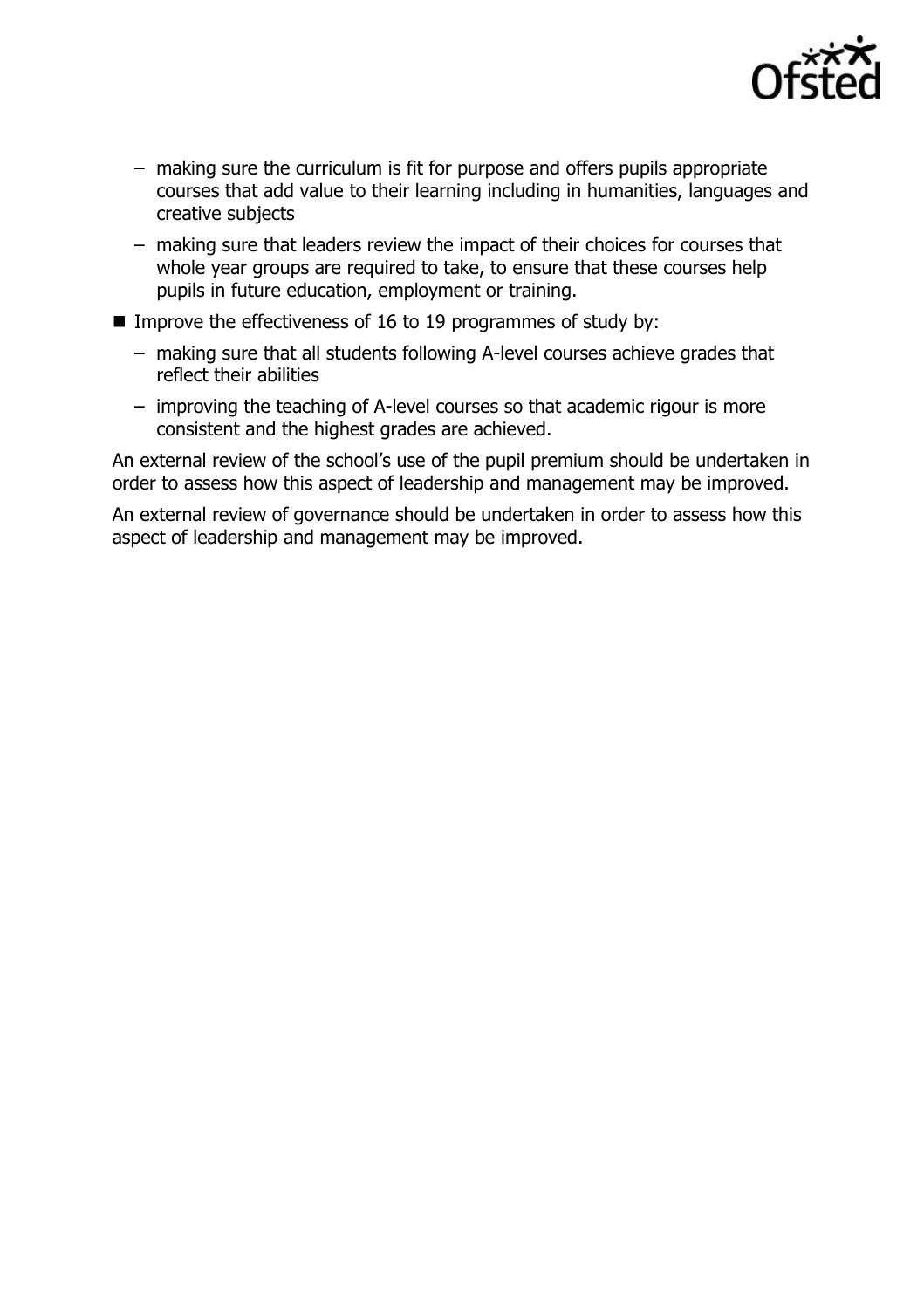- making sure the curriculum is fit for purpose and offers pupils appropriate courses that add value to their learning including in humanities, languages and creative subjects
  - making sure that leaders review the impact of their choices for courses that whole year groups are required to take, to ensure that these courses help pupils in future education, employment or training.
- Improve the effectiveness of 16 to 19 programmes of study by:
  - making sure that all students following A-level courses achieve grades that reflect their abilities
  - improving the teaching of A-level courses so that academic rigour is more consistent and the highest grades are achieved.

An external review of the school's use of the pupil premium should be undertaken in order to assess how this aspect of leadership and management may be improved.

An external review of governance should be undertaken in order to assess how this aspect of leadership and management may be improved.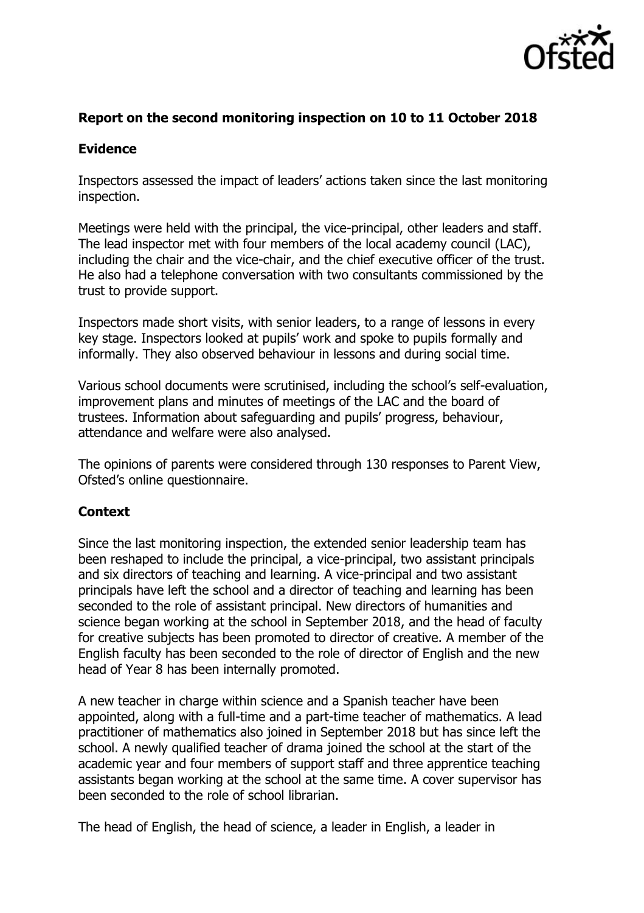**Report on the second monitoring inspection on 10 to 11 October 2018**

**Evidence**

Inspectors assessed the impact of leaders' actions taken since the last monitoring inspection.

Meetings were held with the principal, the vice-principal, other leaders and staff. The lead inspector met with four members of the local academy council (LAC), including the chair and the vice-chair, and the chief executive officer of the trust. He also had a telephone conversation with two consultants commissioned by the trust to provide support.

Inspectors made short visits, with senior leaders, to a range of lessons in every key stage. Inspectors looked at pupils' work and spoke to pupils formally and informally. They also observed behaviour in lessons and during social time.

Various school documents were scrutinised, including the school's self-evaluation, improvement plans and minutes of meetings of the LAC and the board of trustees. Information about safeguarding and pupils' progress, behaviour, attendance and welfare were also analysed.

The opinions of parents were considered through 130 responses to Parent View, Ofsted's online questionnaire.

**Context**

Since the last monitoring inspection, the extended senior leadership team has been reshaped to include the principal, a vice-principal, two assistant principals and six directors of teaching and learning. A vice-principal and two assistant principals have left the school and a director of teaching and learning has been seconded to the role of assistant principal. New directors of humanities and science began working at the school in September 2018, and the head of faculty for creative subjects has been promoted to director of creative. A member of the English faculty has been seconded to the role of director of English and the new head of Year 8 has been internally promoted.

A new teacher in charge within science and a Spanish teacher have been appointed, along with a full-time and a part-time teacher of mathematics. A lead practitioner of mathematics also joined in September 2018 but has since left the school. A newly qualified teacher of drama joined the school at the start of the academic year and four members of support staff and three apprentice teaching assistants began working at the school at the same time. A cover supervisor has been seconded to the role of school librarian.

The head of English, the head of science, a leader in English, a leader in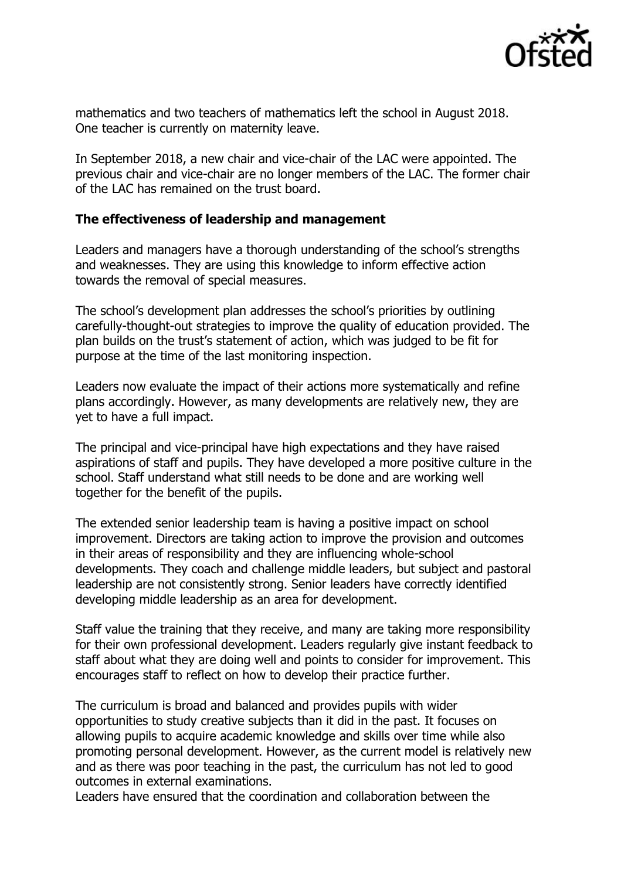mathematics and two teachers of mathematics left the school in August 2018. One teacher is currently on maternity leave.

In September 2018, a new chair and vice-chair of the LAC were appointed. The previous chair and vice-chair are no longer members of the LAC. The former chair of the LAC has remained on the trust board.

### The effectiveness of leadership and management

Leaders and managers have a thorough understanding of the school's strengths and weaknesses. They are using this knowledge to inform effective action towards the removal of special measures.

The school's development plan addresses the school's priorities by outlining carefully-thought-out strategies to improve the quality of education provided. The plan builds on the trust's statement of action, which was judged to be fit for purpose at the time of the last monitoring inspection.

Leaders now evaluate the impact of their actions more systematically and refine plans accordingly. However, as many developments are relatively new, they are yet to have a full impact.

The principal and vice-principal have high expectations and they have raised aspirations of staff and pupils. They have developed a more positive culture in the school. Staff understand what still needs to be done and are working well together for the benefit of the pupils.

The extended senior leadership team is having a positive impact on school improvement. Directors are taking action to improve the provision and outcomes in their areas of responsibility and they are influencing whole-school developments. They coach and challenge middle leaders, but subject and pastoral leadership are not consistently strong. Senior leaders have correctly identified developing middle leadership as an area for development.

Staff value the training that they receive, and many are taking more responsibility for their own professional development. Leaders regularly give instant feedback to staff about what they are doing well and points to consider for improvement. This encourages staff to reflect on how to develop their practice further.

The curriculum is broad and balanced and provides pupils with wider opportunities to study creative subjects than it did in the past. It focuses on allowing pupils to acquire academic knowledge and skills over time while also promoting personal development. However, as the current model is relatively new and as there was poor teaching in the past, the curriculum has not led to good outcomes in external examinations.

Leaders have ensured that the coordination and collaboration between the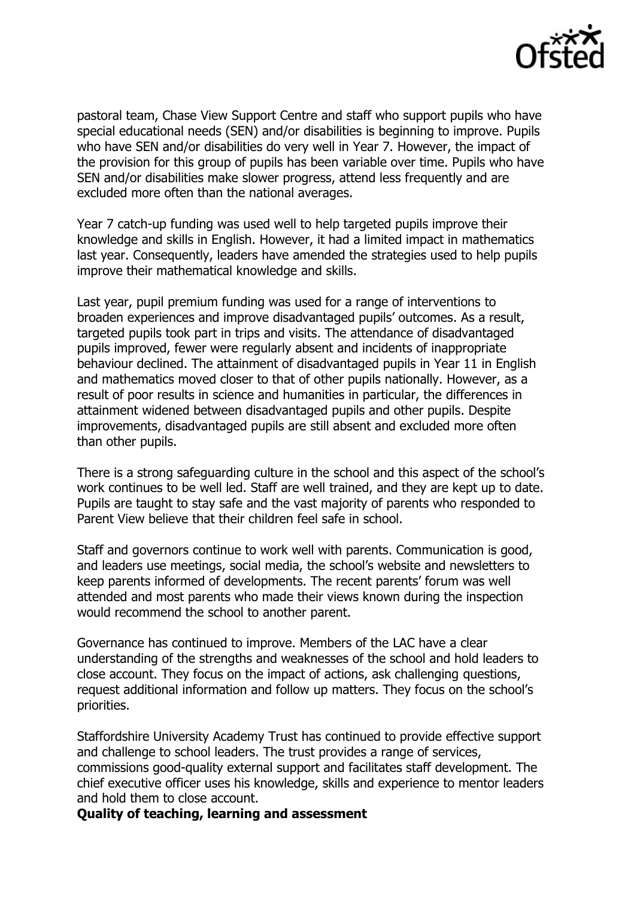pastoral team, Chase View Support Centre and staff who support pupils who have special educational needs (SEN) and/or disabilities is beginning to improve. Pupils who have SEN and/or disabilities do very well in Year 7. However, the impact of the provision for this group of pupils has been variable over time. Pupils who have SEN and/or disabilities make slower progress, attend less frequently and are excluded more often than the national averages.

Year 7 catch-up funding was used well to help targeted pupils improve their knowledge and skills in English. However, it had a limited impact in mathematics last year. Consequently, leaders have amended the strategies used to help pupils improve their mathematical knowledge and skills.

Last year, pupil premium funding was used for a range of interventions to broaden experiences and improve disadvantaged pupils' outcomes. As a result, targeted pupils took part in trips and visits. The attendance of disadvantaged pupils improved, fewer were regularly absent and incidents of inappropriate behaviour declined. The attainment of disadvantaged pupils in Year 11 in English and mathematics moved closer to that of other pupils nationally. However, as a result of poor results in science and humanities in particular, the differences in attainment widened between disadvantaged pupils and other pupils. Despite improvements, disadvantaged pupils are still absent and excluded more often than other pupils.

There is a strong safeguarding culture in the school and this aspect of the school's work continues to be well led. Staff are well trained, and they are kept up to date. Pupils are taught to stay safe and the vast majority of parents who responded to Parent View believe that their children feel safe in school.

Staff and governors continue to work well with parents. Communication is good, and leaders use meetings, social media, the school's website and newsletters to keep parents informed of developments. The recent parents' forum was well attended and most parents who made their views known during the inspection would recommend the school to another parent.

Governance has continued to improve. Members of the LAC have a clear understanding of the strengths and weaknesses of the school and hold leaders to close account. They focus on the impact of actions, ask challenging questions, request additional information and follow up matters. They focus on the school's priorities.

Staffordshire University Academy Trust has continued to provide effective support and challenge to school leaders. The trust provides a range of services, commissions good-quality external support and facilitates staff development. The chief executive officer uses his knowledge, skills and experience to mentor leaders and hold them to close account.

**Quality of teaching, learning and assessment**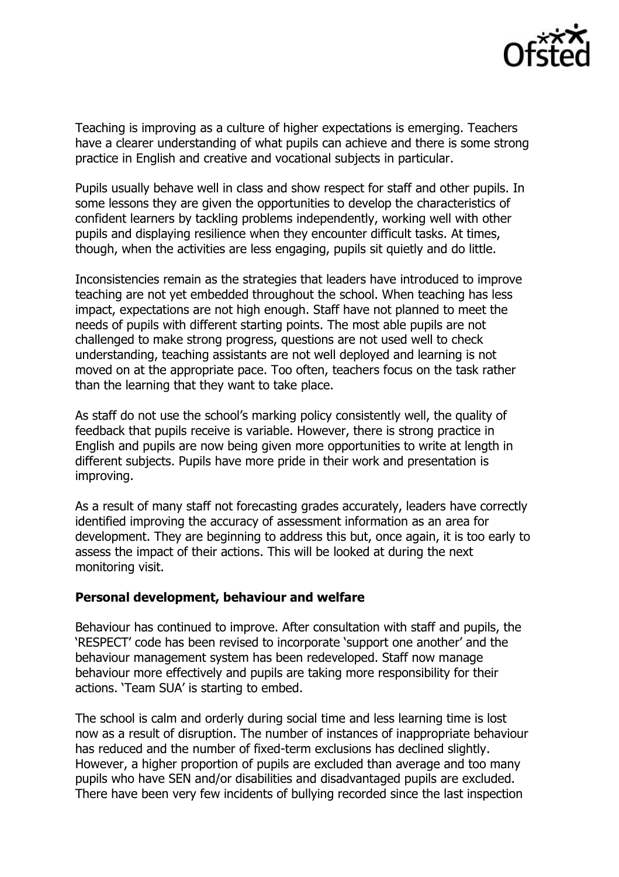Teaching is improving as a culture of higher expectations is emerging. Teachers have a clearer understanding of what pupils can achieve and there is some strong practice in English and creative and vocational subjects in particular.

Pupils usually behave well in class and show respect for staff and other pupils. In some lessons they are given the opportunities to develop the characteristics of confident learners by tackling problems independently, working well with other pupils and displaying resilience when they encounter difficult tasks. At times, though, when the activities are less engaging, pupils sit quietly and do little.

Inconsistencies remain as the strategies that leaders have introduced to improve teaching are not yet embedded throughout the school. When teaching has less impact, expectations are not high enough. Staff have not planned to meet the needs of pupils with different starting points. The most able pupils are not challenged to make strong progress, questions are not used well to check understanding, teaching assistants are not well deployed and learning is not moved on at the appropriate pace. Too often, teachers focus on the task rather than the learning that they want to take place.

As staff do not use the school's marking policy consistently well, the quality of feedback that pupils receive is variable. However, there is strong practice in English and pupils are now being given more opportunities to write at length in different subjects. Pupils have more pride in their work and presentation is improving.

As a result of many staff not forecasting grades accurately, leaders have correctly identified improving the accuracy of assessment information as an area for development. They are beginning to address this but, once again, it is too early to assess the impact of their actions. This will be looked at during the next monitoring visit.

**Personal development, behaviour and welfare**

Behaviour has continued to improve. After consultation with staff and pupils, the 'RESPECT' code has been revised to incorporate 'support one another' and the behaviour management system has been redeveloped. Staff now manage behaviour more effectively and pupils are taking more responsibility for their actions. 'Team SUA' is starting to embed.

The school is calm and orderly during social time and less learning time is lost now as a result of disruption. The number of instances of inappropriate behaviour has reduced and the number of fixed-term exclusions has declined slightly. However, a higher proportion of pupils are excluded than average and too many pupils who have SEN and/or disabilities and disadvantaged pupils are excluded. There have been very few incidents of bullying recorded since the last inspection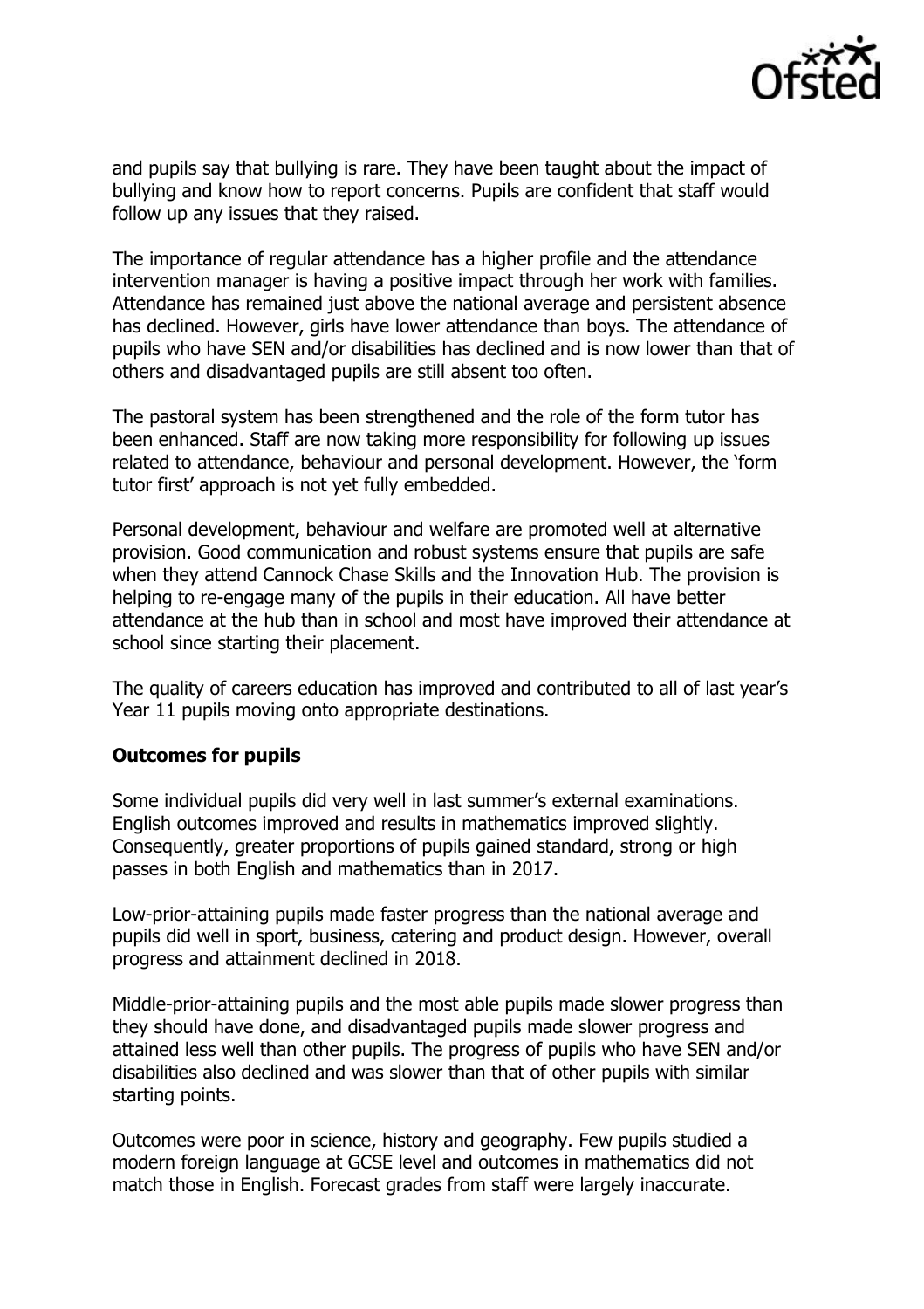and pupils say that bullying is rare. They have been taught about the impact of bullying and know how to report concerns. Pupils are confident that staff would follow up any issues that they raised.

The importance of regular attendance has a higher profile and the attendance intervention manager is having a positive impact through her work with families. Attendance has remained just above the national average and persistent absence has declined. However, girls have lower attendance than boys. The attendance of pupils who have SEN and/or disabilities has declined and is now lower than that of others and disadvantaged pupils are still absent too often.

The pastoral system has been strengthened and the role of the form tutor has been enhanced. Staff are now taking more responsibility for following up issues related to attendance, behaviour and personal development. However, the 'form tutor first' approach is not yet fully embedded.

Personal development, behaviour and welfare are promoted well at alternative provision. Good communication and robust systems ensure that pupils are safe when they attend Cannock Chase Skills and the Innovation Hub. The provision is helping to re-engage many of the pupils in their education. All have better attendance at the hub than in school and most have improved their attendance at school since starting their placement.

The quality of careers education has improved and contributed to all of last year's Year 11 pupils moving onto appropriate destinations.

**Outcomes for pupils**

Some individual pupils did very well in last summer's external examinations. English outcomes improved and results in mathematics improved slightly. Consequently, greater proportions of pupils gained standard, strong or high passes in both English and mathematics than in 2017.

Low-prior-attaining pupils made faster progress than the national average and pupils did well in sport, business, catering and product design. However, overall progress and attainment declined in 2018.

Middle-prior-attaining pupils and the most able pupils made slower progress than they should have done, and disadvantaged pupils made slower progress and attained less well than other pupils. The progress of pupils who have SEN and/or disabilities also declined and was slower than that of other pupils with similar starting points.

Outcomes were poor in science, history and geography. Few pupils studied a modern foreign language at GCSE level and outcomes in mathematics did not match those in English. Forecast grades from staff were largely inaccurate.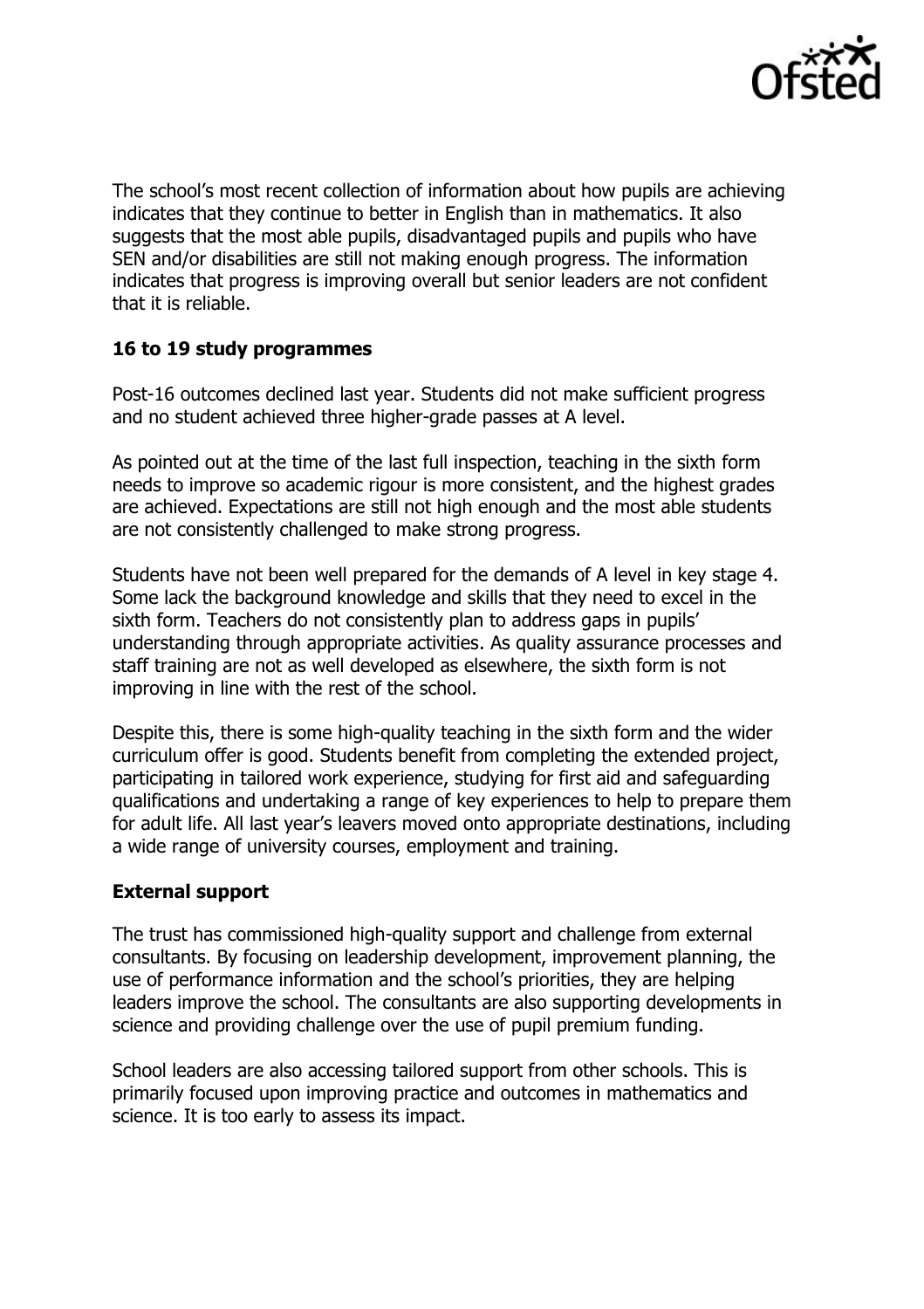The school's most recent collection of information about how pupils are achieving indicates that they continue to better in English than in mathematics. It also suggests that the most able pupils, disadvantaged pupils and pupils who have SEN and/or disabilities are still not making enough progress. The information indicates that progress is improving overall but senior leaders are not confident that it is reliable.

### 16 to 19 study programmes

Post-16 outcomes declined last year. Students did not make sufficient progress and no student achieved three higher-grade passes at A level.

As pointed out at the time of the last full inspection, teaching in the sixth form needs to improve so academic rigour is more consistent, and the highest grades are achieved. Expectations are still not high enough and the most able students are not consistently challenged to make strong progress.

Students have not been well prepared for the demands of A level in key stage 4. Some lack the background knowledge and skills that they need to excel in the sixth form. Teachers do not consistently plan to address gaps in pupils' understanding through appropriate activities. As quality assurance processes and staff training are not as well developed as elsewhere, the sixth form is not improving in line with the rest of the school.

Despite this, there is some high-quality teaching in the sixth form and the wider curriculum offer is good. Students benefit from completing the extended project, participating in tailored work experience, studying for first aid and safeguarding qualifications and undertaking a range of key experiences to help to prepare them for adult life. All last year's leavers moved onto appropriate destinations, including a wide range of university courses, employment and training.

### External support

The trust has commissioned high-quality support and challenge from external consultants. By focusing on leadership development, improvement planning, the use of performance information and the school's priorities, they are helping leaders improve the school. The consultants are also supporting developments in science and providing challenge over the use of pupil premium funding.

School leaders are also accessing tailored support from other schools. This is primarily focused upon improving practice and outcomes in mathematics and science. It is too early to assess its impact.